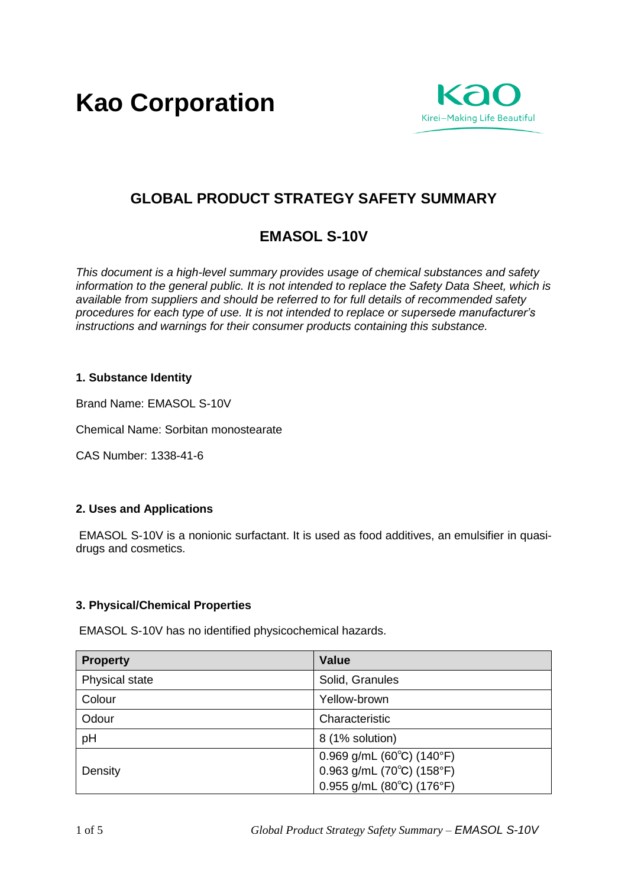# Kao Corporation

## GLOBAL PRODUCT STRATEGY SAFETY SUMMARY

## EMASOL S-10V

*This document is a high-level summary provides usage of chemical substances and safety information to the general public. It is not intended to replace the Safety Data Sheet, which is available from suppliers and should be referred to for full details of recommended safety procedures for each type of use. It is not intended to replace or supersede manufacturer's instructions and warnings for their consumer products containing this substance.*

### 1. Substance Identity

Brand Name: EMASOL S-10V

Chemical Name: Sorbitan monostearate

CAS Number: 1338-41-6

### 2. Uses and Applications

EMASOL S-10V is a nonionic surfactant. It is used as food additives, an emulsifier in quasi-drugs and cosmetics.

### 3. Physical/Chemical Properties

EMASOL S-10V has no identified physicochemical hazards.

| Property | Value |
| --- | --- |
| Physical state | Solid, Granules |
| Colour | Yellow-brown |
| Odour | Characteristic |
| pH | 8 (1% solution) |
| Density | 0.969 g/mL (60℃) (140°F)<br>0.963 g/mL (70℃) (158°F)<br>0.955 g/mL (80℃) (176°F) |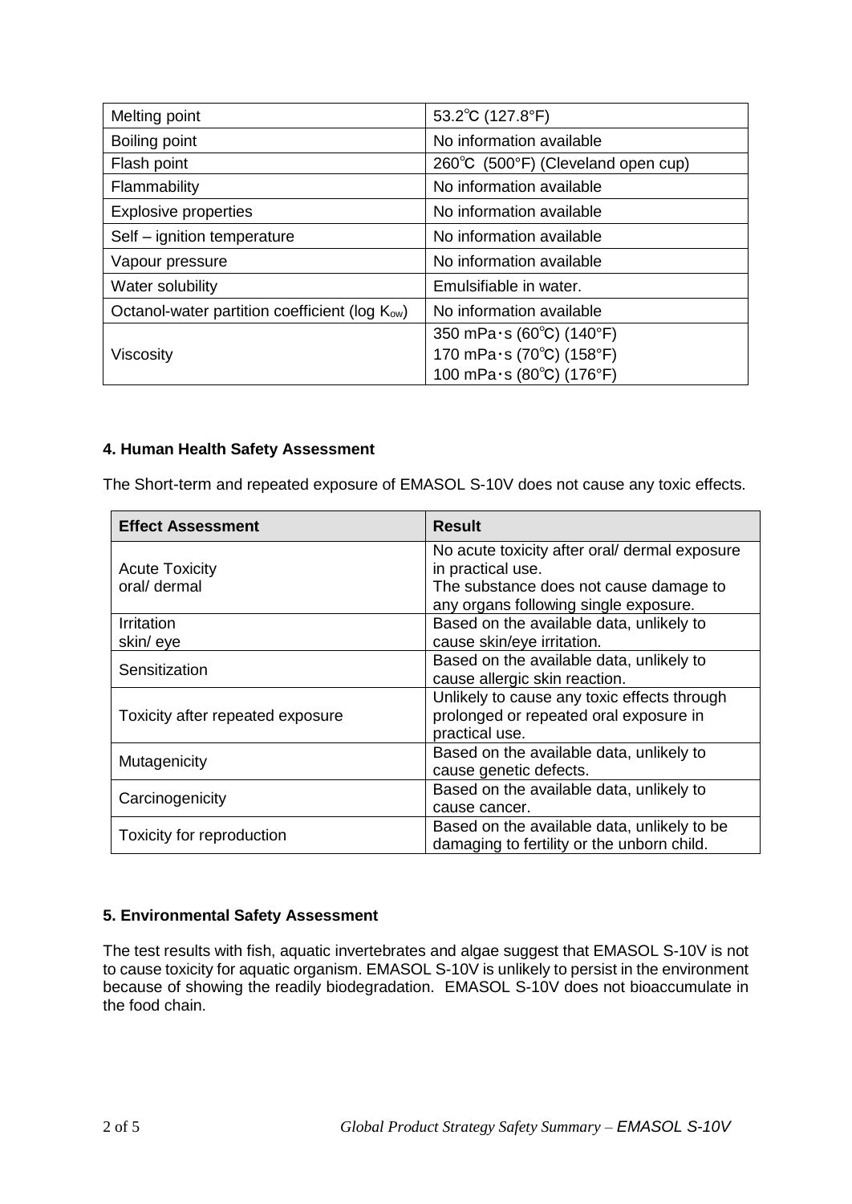| Melting point | 53.2℃ (127.8°F) |
|---|---|
| Boiling point | No information available |
| Flash point | 260℃ (500°F) (Cleveland open cup) |
| Flammability | No information available |
| Explosive properties | No information available |
| Self – ignition temperature | No information available |
| Vapour pressure | No information available |
| Water solubility | Emulsifiable in water. |
| Octanol-water partition coefficient (log $K_{ow}$) | No information available |
| Viscosity | 350 mPa･s (60℃) (140°F)<br>170 mPa･s (70℃) (158°F)<br>100 mPa･s (80℃) (176°F) |

**4. Human Health Safety Assessment**

The Short-term and repeated exposure of EMASOL S-10V does not cause any toxic effects.

| Effect Assessment | Result |
|---|---|
| Acute Toxicity<br>oral/ dermal | No acute toxicity after oral/ dermal exposure in practical use.<br>The substance does not cause damage to any organs following single exposure. |
| Irritation<br>skin/ eye | Based on the available data, unlikely to cause skin/eye irritation. |
| Sensitization | Based on the available data, unlikely to cause allergic skin reaction. |
| Toxicity after repeated exposure | Unlikely to cause any toxic effects through prolonged or repeated oral exposure in practical use. |
| Mutagenicity | Based on the available data, unlikely to cause genetic defects. |
| Carcinogenicity | Based on the available data, unlikely to cause cancer. |
| Toxicity for reproduction | Based on the available data, unlikely to be damaging to fertility or the unborn child. |

**5. Environmental Safety Assessment**

The test results with fish, aquatic invertebrates and algae suggest that EMASOL S-10V is not to cause toxicity for aquatic organism. EMASOL S-10V is unlikely to persist in the environment because of showing the readily biodegradation. EMASOL S-10V does not bioaccumulate in the food chain.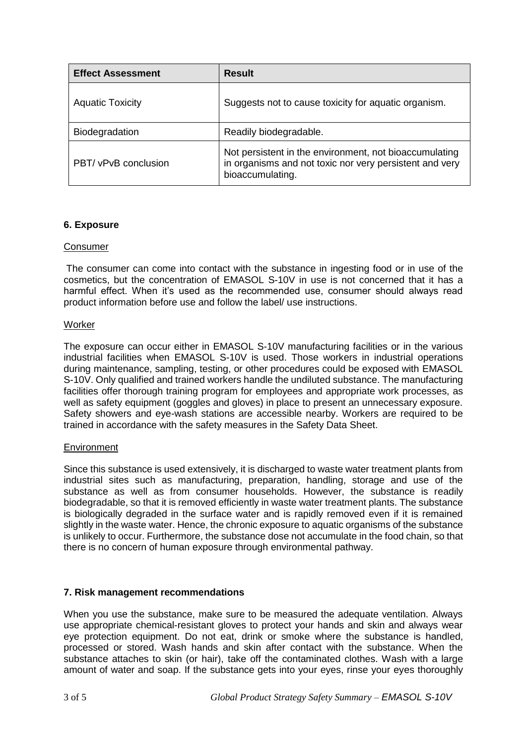| Effect Assessment | Result |
| --- | --- |
| Aquatic Toxicity | Suggests not to cause toxicity for aquatic organism. |
| Biodegradation | Readily biodegradable. |
| PBT/ vPvB conclusion | Not persistent in the environment, not bioaccumulating in organisms and not toxic nor very persistent and very bioaccumulating. |

## 6. Exposure

### Consumer

The consumer can come into contact with the substance in ingesting food or in use of the cosmetics, but the concentration of EMASOL S-10V in use is not concerned that it has a harmful effect. When it's used as the recommended use, consumer should always read product information before use and follow the label/ use instructions.

### Worker

The exposure can occur either in EMASOL S-10V manufacturing facilities or in the various industrial facilities when EMASOL S-10V is used. Those workers in industrial operations during maintenance, sampling, testing, or other procedures could be exposed with EMASOL S-10V. Only qualified and trained workers handle the undiluted substance. The manufacturing facilities offer thorough training program for employees and appropriate work processes, as well as safety equipment (goggles and gloves) in place to present an unnecessary exposure. Safety showers and eye-wash stations are accessible nearby. Workers are required to be trained in accordance with the safety measures in the Safety Data Sheet.

### Environment

Since this substance is used extensively, it is discharged to waste water treatment plants from industrial sites such as manufacturing, preparation, handling, storage and use of the substance as well as from consumer households. However, the substance is readily biodegradable, so that it is removed efficiently in waste water treatment plants. The substance is biologically degraded in the surface water and is rapidly removed even if it is remained slightly in the waste water. Hence, the chronic exposure to aquatic organisms of the substance is unlikely to occur. Furthermore, the substance dose not accumulate in the food chain, so that there is no concern of human exposure through environmental pathway.

## 7. Risk management recommendations

When you use the substance, make sure to be measured the adequate ventilation. Always use appropriate chemical-resistant gloves to protect your hands and skin and always wear eye protection equipment. Do not eat, drink or smoke where the substance is handled, processed or stored. Wash hands and skin after contact with the substance. When the substance attaches to skin (or hair), take off the contaminated clothes. Wash with a large amount of water and soap. If the substance gets into your eyes, rinse your eyes thoroughly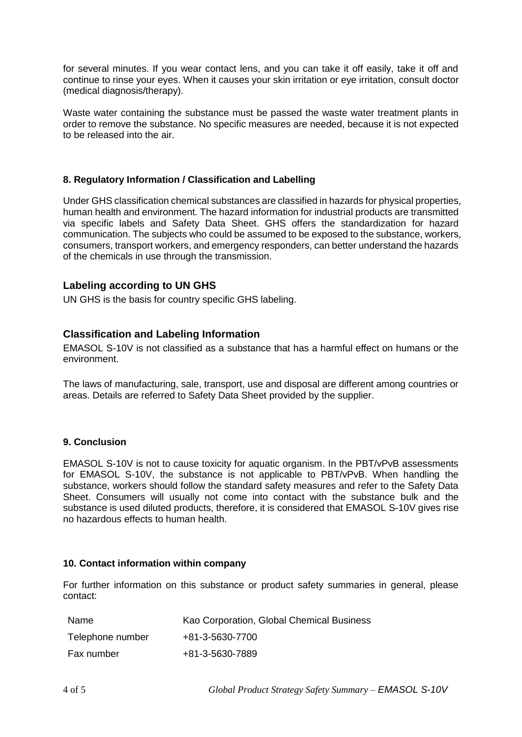for several minutes. If you wear contact lens, and you can take it off easily, take it off and continue to rinse your eyes. When it causes your skin irritation or eye irritation, consult doctor (medical diagnosis/therapy).

Waste water containing the substance must be passed the waste water treatment plants in order to remove the substance. No specific measures are needed, because it is not expected to be released into the air.

**8. Regulatory Information / Classification and Labelling**

Under GHS classification chemical substances are classified in hazards for physical properties, human health and environment. The hazard information for industrial products are transmitted via specific labels and Safety Data Sheet. GHS offers the standardization for hazard communication. The subjects who could be assumed to be exposed to the substance, workers, consumers, transport workers, and emergency responders, can better understand the hazards of the chemicals in use through the transmission.

## Labeling according to UN GHS

UN GHS is the basis for country specific GHS labeling.

## Classification and Labeling Information

EMASOL S-10V is not classified as a substance that has a harmful effect on humans or the environment.

The laws of manufacturing, sale, transport, use and disposal are different among countries or areas. Details are referred to Safety Data Sheet provided by the supplier.

**9. Conclusion**

EMASOL S-10V is not to cause toxicity for aquatic organism. In the PBT/vPvB assessments for EMASOL S-10V, the substance is not applicable to PBT/vPvB. When handling the substance, workers should follow the standard safety measures and refer to the Safety Data Sheet. Consumers will usually not come into contact with the substance bulk and the substance is used diluted products, therefore, it is considered that EMASOL S-10V gives rise no hazardous effects to human health.

**10. Contact information within company**

For further information on this substance or product safety summaries in general, please contact:

| | |
|---|---|
| Name | Kao Corporation, Global Chemical Business |
| Telephone number | +81-3-5630-7700 |
| Fax number | +81-3-5630-7889 |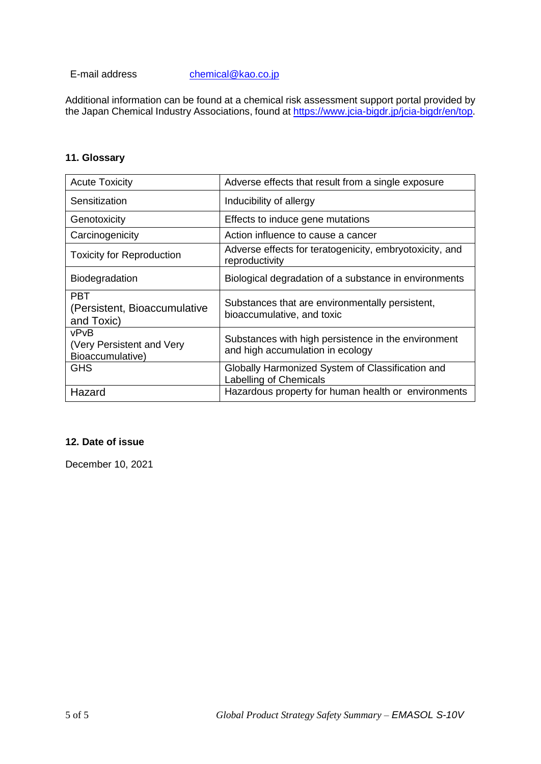E-mail address chemical@kao.co.jp

Additional information can be found at a chemical risk assessment support portal provided by the Japan Chemical Industry Associations, found at https://www.jcia-bigdr.jp/jcia-bigdr/en/top.

## 11. Glossary

| | |
|---|---|
| Acute Toxicity | Adverse effects that result from a single exposure |
| Sensitization | Inducibility of allergy |
| Genotoxicity | Effects to induce gene mutations |
| Carcinogenicity | Action influence to cause a cancer |
| Toxicity for Reproduction | Adverse effects for teratogenicity, embryotoxicity, and reproductivity |
| Biodegradation | Biological degradation of a substance in environments |
| PBT (Persistent, Bioaccumulative and Toxic) | Substances that are environmentally persistent, bioaccumulative, and toxic |
| vPvB (Very Persistent and Very Bioaccumulative) | Substances with high persistence in the environment and high accumulation in ecology |
| GHS | Globally Harmonized System of Classification and Labelling of Chemicals |
| Hazard | Hazardous property for human health or environments |

## 12. Date of issue

December 10, 2021